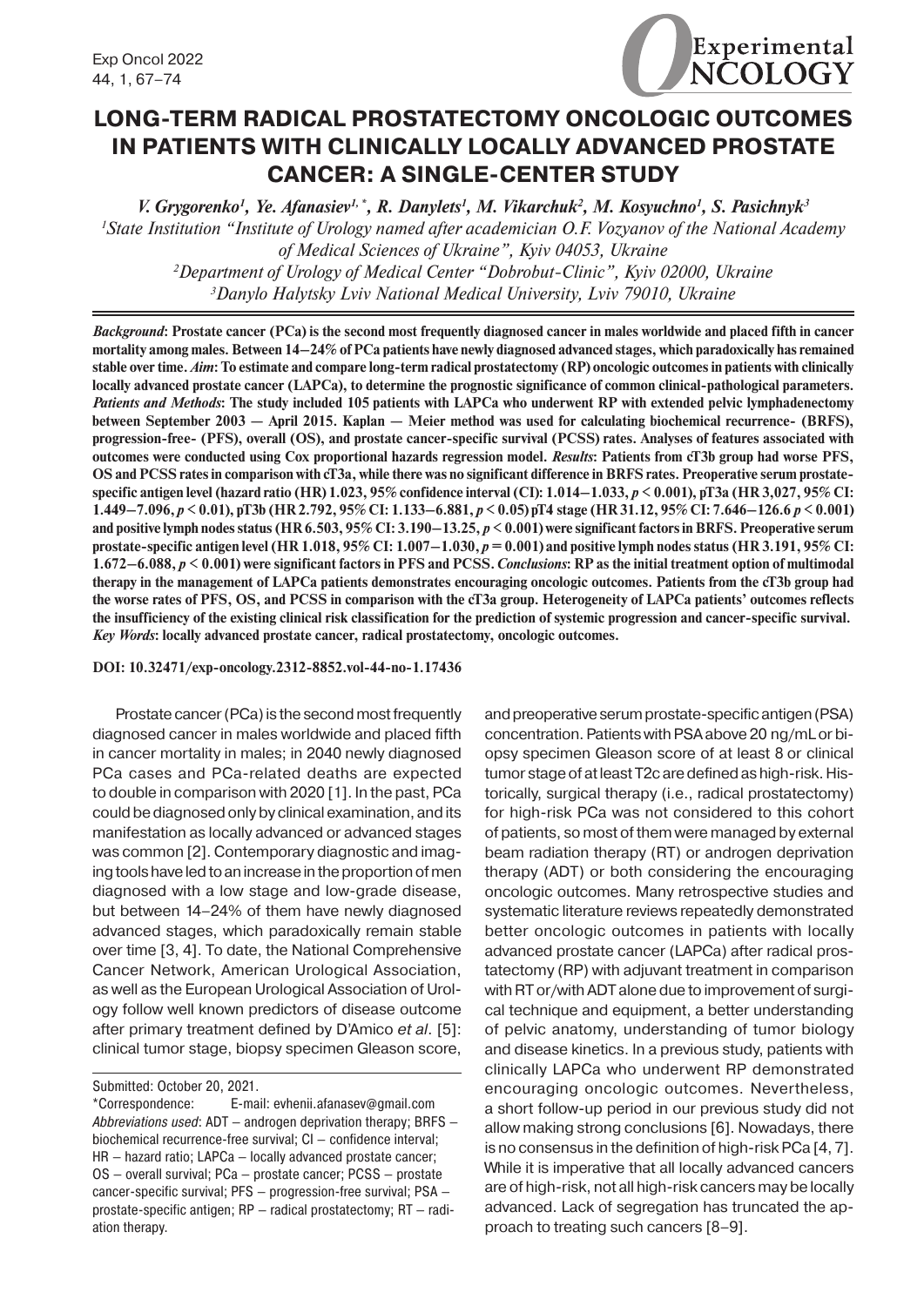# LONG-TERM RADICAL PROSTATECTOMY ONCOLOGIC OUTCOMES IN PATIENTS WITH CLINICALLY LOCALLY ADVANCED PROSTATE CANCER: A SINGLE-CENTER STUDY

*V. Grygorenko[1], Ye. Afanasiev[1,*], R. Danylets[1], M. Vikarchuk[2], M. Kosyuchno[1], S. Pasichnyk[3]*

[1]State Institution "Institute of Urology named after academician O.F. Vozyanov of the National Academy of Medical Sciences of Ukraine", Kyiv 04053, Ukraine

[2]Department of Urology of Medical Center "Dobrobut-Clinic", Kyiv 02000, Ukraine

[3]Danylo Halytsky Lviv National Medical University, Lviv 79010, Ukraine

***Background*: Prostate cancer (PCa) is the second most frequently diagnosed cancer in males worldwide and placed fifth in cancer mortality among males. Between 14–24% of PCa patients have newly diagnosed advanced stages, which paradoxically has remained stable over time. *Aim*: To estimate and compare long-term radical prostatectomy (RP) oncologic outcomes in patients with clinically locally advanced prostate cancer (LAPCa), to determine the prognostic significance of common clinical-pathological parameters. *Patients and Methods*: The study included 105 patients with LAPCa who underwent RP with extended pelvic lymphadenectomy between September 2003 — April 2015. Kaplan — Meier method was used for calculating biochemical recurrence- (BRFS), progression-free- (PFS), overall (OS), and prostate cancer-specific survival (PCSS) rates. Analyses of features associated with outcomes were conducted using Cox proportional hazards regression model. *Results*: Patients from cT3b group had worse PFS, OS and PCSS rates in comparison with cT3a, while there was no significant difference in BRFS rates. Preoperative serum prostate-specific antigen level (hazard ratio (HR) 1.023, 95% confidence interval (CI): 1.014–1.033, $p < 0.001$), pT3a (HR 3,027, 95% CI: 1.449–7.096, $p < 0.01$), pT3b (HR 2.792, 95% CI: 1.133–6.881, $p < 0.05$) pT4 stage (HR 31.12, 95% CI: 7.646–126.6 $p < 0.001$) and positive lymph nodes status (HR 6.503, 95% CI: 3.190–13.25, $p < 0.001$) were significant factors in BRFS. Preoperative serum prostate-specific antigen level (HR 1.018, 95% CI: 1.007–1.030, $p = 0.001$) and positive lymph nodes status (HR 3.191, 95% CI: 1.672–6.088, $p < 0.001$) were significant factors in PFS and PCSS. *Conclusions*: RP as the initial treatment option of multimodal therapy in the management of LAPCa patients demonstrates encouraging oncologic outcomes. Patients from the cT3b group had the worse rates of PFS, OS, and PCSS in comparison with the cT3a group. Heterogeneity of LAPCa patients' outcomes reflects the insufficiency of the existing clinical risk classification for the prediction of systemic progression and cancer-specific survival.***
***Key Words*: locally advanced prostate cancer, radical prostatectomy, oncologic outcomes.**

**DOI: 10.32471/exp-oncology.2312-8852.vol-44-no-1.17436**

Prostate cancer (PCa) is the second most frequently diagnosed cancer in males worldwide and placed fifth in cancer mortality in males; in 2040 newly diagnosed PCa cases and PCa-related deaths are expected to double in comparison with 2020 [1]. In the past, PCa could be diagnosed only by clinical examination, and its manifestation as locally advanced or advanced stages was common [2]. Contemporary diagnostic and imaging tools have led to an increase in the proportion of men diagnosed with a low stage and low-grade disease, but between 14–24% of them have newly diagnosed advanced stages, which paradoxically remain stable over time [3, 4]. To date, the National Comprehensive Cancer Network, American Urological Association, as well as the European Urological Association of Urology follow well known predictors of disease outcome after primary treatment defined by D'Amico *et al.* [5]: clinical tumor stage, biopsy specimen Gleason score, and preoperative serum prostate-specific antigen (PSA) concentration. Patients with PSA above 20 ng/mL or biopsy specimen Gleason score of at least 8 or clinical tumor stage of at least T2c are defined as high-risk. Historically, surgical therapy (i.e., radical prostatectomy) for high-risk PCa was not considered to this cohort of patients, so most of them were managed by external beam radiation therapy (RT) or androgen deprivation therapy (ADT) or both considering the encouraging oncologic outcomes. Many retrospective studies and systematic literature reviews repeatedly demonstrated better oncologic outcomes in patients with locally advanced prostate cancer (LAPCa) after radical prostatectomy (RP) with adjuvant treatment in comparison with RT or/with ADT alone due to improvement of surgical technique and equipment, a better understanding of pelvic anatomy, understanding of tumor biology and disease kinetics. In a previous study, patients with clinically LAPCa who underwent RP demonstrated encouraging oncologic outcomes. Nevertheless, a short follow-up period in our previous study did not allow making strong conclusions [6]. Nowadays, there is no consensus in the definition of high-risk PCa [4, 7]. While it is imperative that all locally advanced cancers are of high-risk, not all high-risk cancers may be locally advanced. Lack of segregation has truncated the approach to treating such cancers [8–9].

Submitted: October 20, 2021.

*Correspondence: E-mail: evhenii.afanasev@gmail.com

*Abbreviations used*: ADT – androgen deprivation therapy; BRFS – biochemical recurrence-free survival; CI – confidence interval; HR – hazard ratio; LAPCa – locally advanced prostate cancer; OS – overall survival; PCa – prostate cancer; PCSS – prostate cancer-specific survival; PFS – progression-free survival; PSA – prostate-specific antigen; RP – radical prostatectomy; RT – radiation therapy.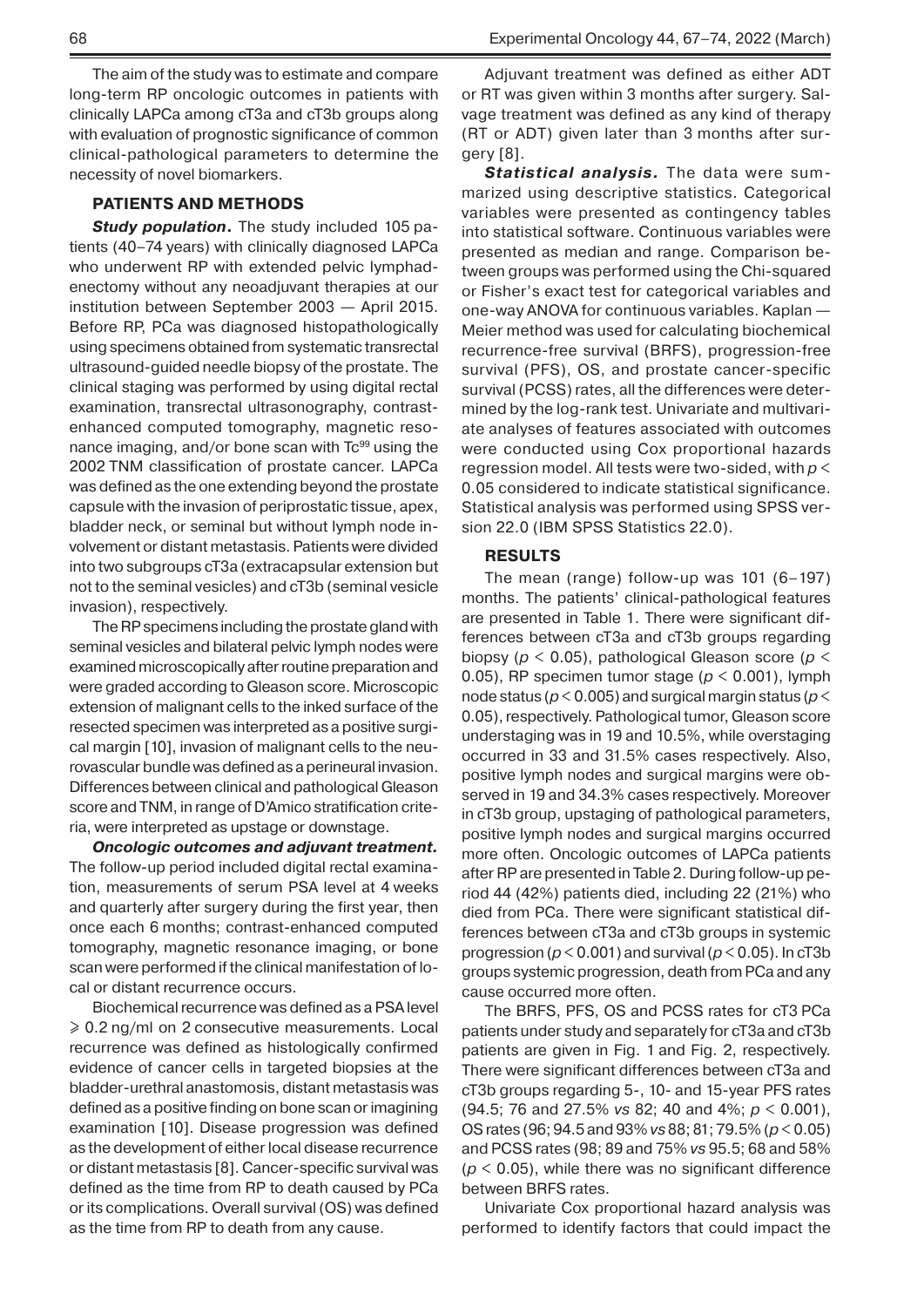The aim of the study was to estimate and compare long-term RP oncologic outcomes in patients with clinically LAPCa among cT3a and cT3b groups along with evaluation of prognostic significance of common clinical-pathological parameters to determine the necessity of novel biomarkers.

## PATIENTS AND METHODS

***Study population.*** The study included 105 patients (40–74 years) with clinically diagnosed LAPCa who underwent RP with extended pelvic lymphadenectomy without any neoadjuvant therapies at our institution between September 2003 — April 2015. Before RP, PCa was diagnosed histopathologically using specimens obtained from systematic transrectal ultrasound-guided needle biopsy of the prostate. The clinical staging was performed by using digital rectal examination, transrectal ultrasonography, contrast-enhanced computed tomography, magnetic resonance imaging, and/or bone scan with $Tc^{99}$ using the 2002 TNM classification of prostate cancer. LAPCa was defined as the one extending beyond the prostate capsule with the invasion of periprostatic tissue, apex, bladder neck, or seminal but without lymph node involvement or distant metastasis. Patients were divided into two subgroups cT3a (extracapsular extension but not to the seminal vesicles) and cT3b (seminal vesicle invasion), respectively.

The RP specimens including the prostate gland with seminal vesicles and bilateral pelvic lymph nodes were examined microscopically after routine preparation and were graded according to Gleason score. Microscopic extension of malignant cells to the inked surface of the resected specimen was interpreted as a positive surgical margin [10], invasion of malignant cells to the neurovascular bundle was defined as a perineural invasion. Differences between clinical and pathological Gleason score and TNM, in range of D'Amico stratification criteria, were interpreted as upstage or downstage.

***Oncologic outcomes and adjuvant treatment.*** The follow-up period included digital rectal examination, measurements of serum PSA level at 4 weeks and quarterly after surgery during the first year, then once each 6 months; contrast-enhanced computed tomography, magnetic resonance imaging, or bone scan were performed if the clinical manifestation of local or distant recurrence occurs.

Biochemical recurrence was defined as a PSA level ⩾ 0.2 ng/ml on 2 consecutive measurements. Local recurrence was defined as histologically confirmed evidence of cancer cells in targeted biopsies at the bladder-urethral anastomosis, distant metastasis was defined as a positive finding on bone scan or imaging examination [10]. Disease progression was defined as the development of either local disease recurrence or distant metastasis [8]. Cancer-specific survival was defined as the time from RP to death caused by PCa or its complications. Overall survival (OS) was defined as the time from RP to death from any cause.

Adjuvant treatment was defined as either ADT or RT was given within 3 months after surgery. Salvage treatment was defined as any kind of therapy (RT or ADT) given later than 3 months after surgery [8].

***Statistical analysis.*** The data were summarized using descriptive statistics. Categorical variables were presented as contingency tables into statistical software. Continuous variables were presented as median and range. Comparison between groups was performed using the Chi-squared or Fisher's exact test for categorical variables and one-way ANOVA for continuous variables. Kaplan — Meier method was used for calculating biochemical recurrence-free survival (BRFS), progression-free survival (PFS), OS, and prostate cancer-specific survival (PCSS) rates, all the differences were determined by the log-rank test. Univariate and multivariate analyses of features associated with outcomes were conducted using Cox proportional hazards regression model. All tests were two-sided, with $p < 0.05$ considered to indicate statistical significance. Statistical analysis was performed using SPSS version 22.0 (IBM SPSS Statistics 22.0).

## RESULTS

The mean (range) follow-up was 101 (6–197) months. The patients' clinical-pathological features are presented in Table 1. There were significant differences between cT3a and cT3b groups regarding biopsy ($p < 0.05$), pathological Gleason score ($p < 0.05$), RP specimen tumor stage ($p < 0.001$), lymph node status ($p < 0.005$) and surgical margin status ($p < 0.05$), respectively. Pathological tumor, Gleason score understaging was in 19 and 10.5%, while overstaging occurred in 33 and 31.5% cases respectively. Also, positive lymph nodes and surgical margins were observed in 19 and 34.3% cases respectively. Moreover in cT3b group, upstaging of pathological parameters, positive lymph nodes and surgical margins occurred more often. Oncologic outcomes of LAPCa patients after RP are presented in Table 2. During follow-up period 44 (42%) patients died, including 22 (21%) who died from PCa. There were significant statistical differences between cT3a and cT3b groups in systemic progression ($p < 0.001$) and survival ($p < 0.05$). In cT3b groups systemic progression, death from PCa and any cause occurred more often.

The BRFS, PFS, OS and PCSS rates for cT3 PCa patients under study and separately for cT3a and cT3b patients are given in Fig. 1 and Fig. 2, respectively. There were significant differences between cT3a and cT3b groups regarding 5-, 10- and 15-year PFS rates (94.5; 76 and 27.5% *vs* 82; 40 and 4%; $p < 0.001$), OS rates (96; 94.5 and 93% *vs* 88; 81; 79.5% ($p < 0.05$) and PCSS rates (98; 89 and 75% *vs* 95.5; 68 and 58% ($p < 0.05$), while there was no significant difference between BRFS rates.

Univariate Cox proportional hazard analysis was performed to identify factors that could impact the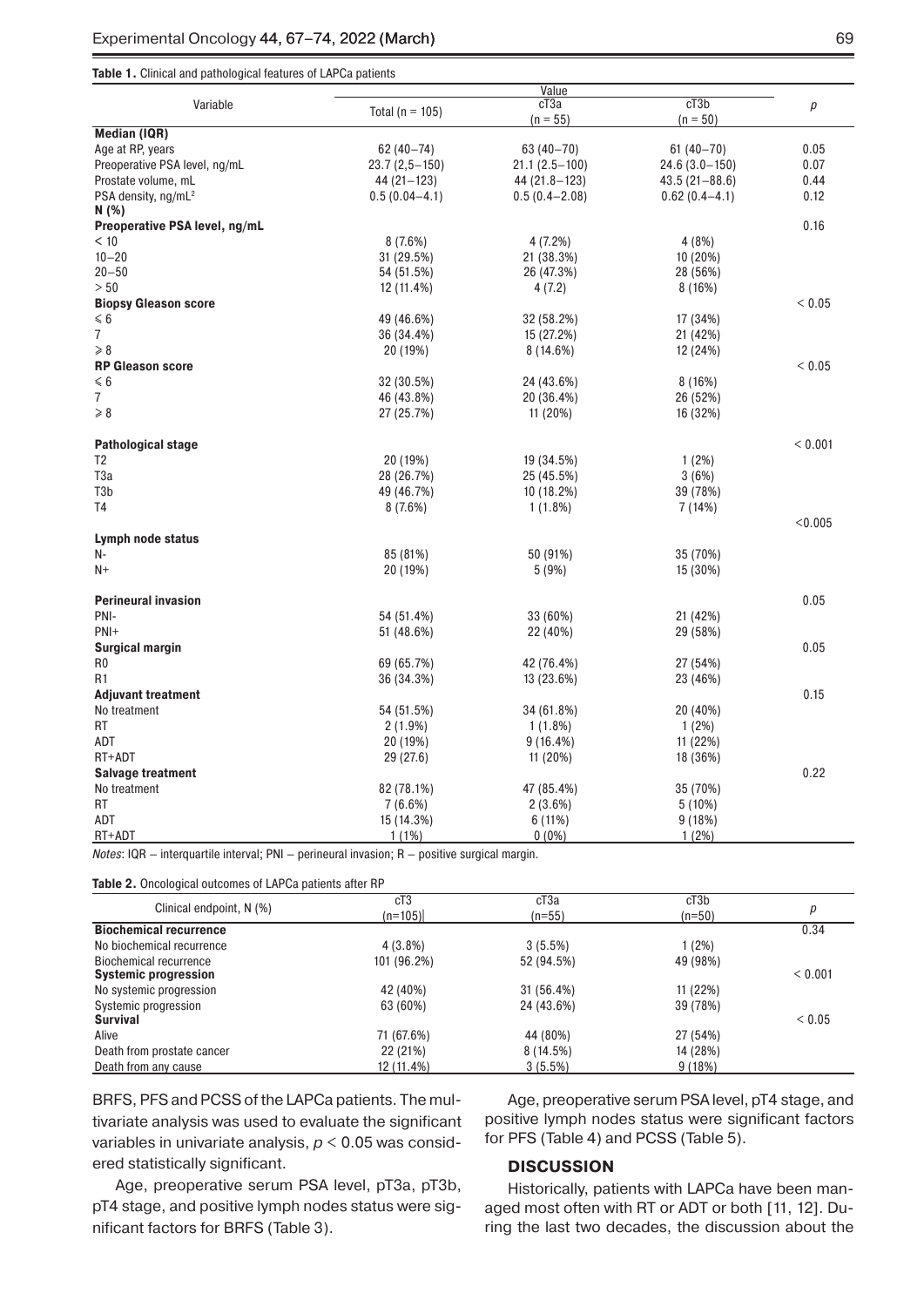**Table 1.** Clinical and pathological features of LAPCa patients

| Variable | Value | | | $p$ |
|---|---|---|---|---|
| | Total (n = 105) | cT3a (n = 55) | cT3b (n = 50) | |
| **Median (IQR)** | | | | |
| Age at RP, years | 62 (40–74) | 63 (40–70) | 61 (40–70) | 0.05 |
| Preoperative PSA level, ng/mL | 23.7 (2,5–150) | 21.1 (2.5–100) | 24.6 (3.0–150) | 0.07 |
| Prostate volume, mL | 44 (21–123) | 44 (21.8–123) | 43.5 (21–88.6) | 0.44 |
| PSA density, ng/mL$^2$ | 0.5 (0.04–4.1) | 0.5 (0.4–2.08) | 0.62 (0.4–4.1) | 0.12 |
| **N (%)** | | | | |
| **Preoperative PSA level, ng/mL** | | | | 0.16 |
| < 10 | 8 (7.6%) | 4 (7.2%) | 4 (8%) | |
| 10–20 | 31 (29.5%) | 21 (38.3%) | 10 (20%) | |
| 20–50 | 54 (51.5%) | 26 (47.3%) | 28 (56%) | |
| > 50 | 12 (11.4%) | 4 (7.2) | 8 (16%) | |
| **Biopsy Gleason score** | | | | < 0.05 |
| ≤ 6 | 49 (46.6%) | 32 (58.2%) | 17 (34%) | |
| 7 | 36 (34.4%) | 15 (27.2%) | 21 (42%) | |
| ≥ 8 | 20 (19%) | 8 (14.6%) | 12 (24%) | |
| **RP Gleason score** | | | | < 0.05 |
| ≤ 6 | 32 (30.5%) | 24 (43.6%) | 8 (16%) | |
| 7 | 46 (43.8%) | 20 (36.4%) | 26 (52%) | |
| ≥ 8 | 27 (25.7%) | 11 (20%) | 16 (32%) | |
| **Pathological stage** | | | | < 0.001 |
| T2 | 20 (19%) | 19 (34.5%) | 1 (2%) | |
| T3a | 28 (26.7%) | 25 (45.5%) | 3 (6%) | |
| T3b | 49 (46.7%) | 10 (18.2%) | 39 (78%) | |
| T4 | 8 (7.6%) | 1 (1.8%) | 7 (14%) | |
| **Lymph node status** | | | | <0.005 |
| N- | 85 (81%) | 50 (91%) | 35 (70%) | |
| N+ | 20 (19%) | 5 (9%) | 15 (30%) | |
| **Perineural invasion** | | | | 0.05 |
| PNI- | 54 (51.4%) | 33 (60%) | 21 (42%) | |
| PNI+ | 51 (48.6%) | 22 (40%) | 29 (58%) | |
| **Surgical margin** | | | | 0.05 |
| R0 | 69 (65.7%) | 42 (76.4%) | 27 (54%) | |
| R1 | 36 (34.3%) | 13 (23.6%) | 23 (46%) | |
| **Adjuvant treatment** | | | | 0.15 |
| No treatment | 54 (51.5%) | 34 (61.8%) | 20 (40%) | |
| RT | 2 (1.9%) | 1 (1.8%) | 1 (2%) | |
| ADT | 20 (19%) | 9 (16.4%) | 11 (22%) | |
| RT+ADT | 29 (27.6) | 11 (20%) | 18 (36%) | |
| **Salvage treatment** | | | | 0.22 |
| No treatment | 82 (78.1%) | 47 (85.4%) | 35 (70%) | |
| RT | 7 (6.6%) | 2 (3.6%) | 5 (10%) | |
| ADT | 15 (14.3%) | 6 (11%) | 9 (18%) | |
| RT+ADT | 1 (1%) | 0 (0%) | 1 (2%) | |

*Notes*: IQR – interquartile interval; PNI – perineural invasion; R – positive surgical margin.

**Table 2.** Oncological outcomes of LAPCa patients after RP

| Clinical endpoint, N (%) | cT3 (n=105) | cT3a (n=55) | cT3b (n=50) | $p$ |
|---|---|---|---|---|
| **Biochemical recurrence** | | | | 0.34 |
| No biochemical recurrence | 4 (3.8%) | 3 (5.5%) | 1 (2%) | |
| Biochemical recurrence | 101 (96.2%) | 52 (94.5%) | 49 (98%) | |
| **Systemic progression** | | | | < 0.001 |
| No systemic progression | 42 (40%) | 31 (56.4%) | 11 (22%) | |
| Systemic progression | 63 (60%) | 24 (43.6%) | 39 (78%) | |
| **Survival** | | | | < 0.05 |
| Alive | 71 (67.6%) | 44 (80%) | 27 (54%) | |
| Death from prostate cancer | 22 (21%) | 8 (14.5%) | 14 (28%) | |
| Death from any cause | 12 (11.4%) | 3 (5.5%) | 9 (18%) | |

BRFS, PFS and PCSS of the LAPCa patients. The multivariate analysis was used to evaluate the significant variables in univariate analysis, $p < 0.05$ was considered statistically significant.

Age, preoperative serum PSA level, pT3a, pT3b, pT4 stage, and positive lymph nodes status were significant factors for BRFS (Table 3).

Age, preoperative serum PSA level, pT4 stage, and positive lymph nodes status were significant factors for PFS (Table 4) and PCSS (Table 5).

## DISCUSSION

Historically, patients with LAPCa have been managed most often with RT or ADT or both [11, 12]. During the last two decades, the discussion about the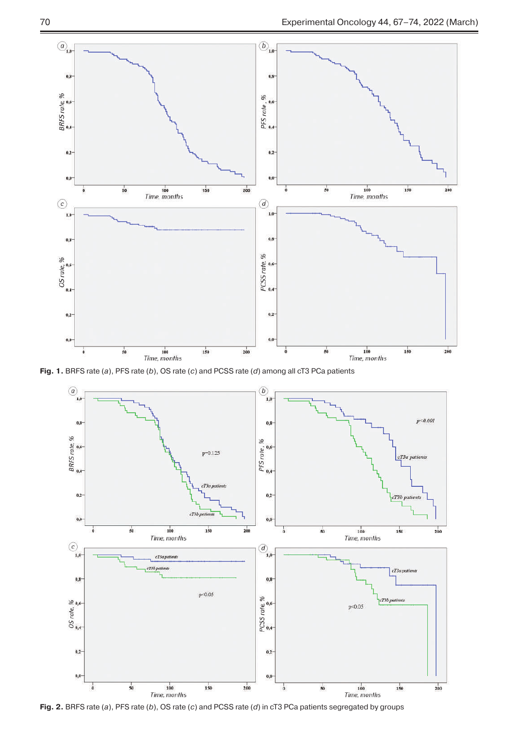**Fig. 1.** BRFS rate (*a*), PFS rate (*b*), OS rate (*c*) and PCSS rate (*d*) among all cT3 PCa patients

**Fig. 2.** BRFS rate (*a*), PFS rate (*b*), OS rate (*c*) and PCSS rate (*d*) in cT3 PCa patients segregated by groups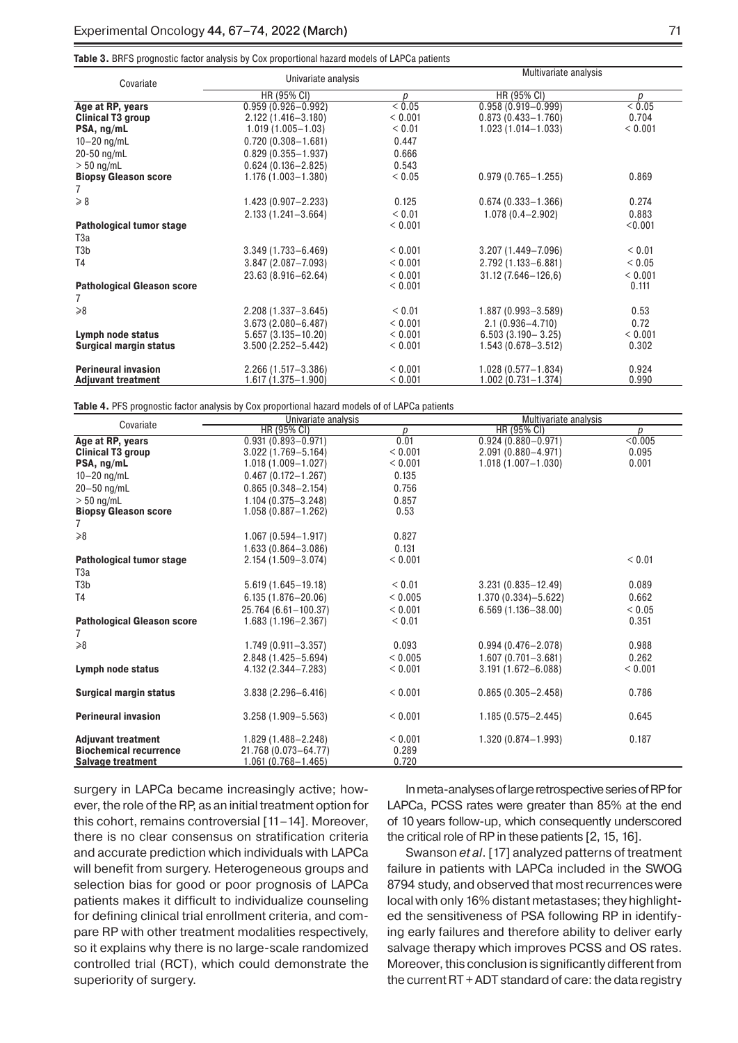**Table 3.** BRFS prognostic factor analysis by Cox proportional hazard models of LAPCa patients

| Covariate | Univariate analysis | | Multivariate analysis | |
|---|---|---|---|---|
| | HR (95% CI) | p | HR (95% CI) | p |
| **Age at RP, years** | 0.959 (0.926–0.992) | < 0.05 | 0.958 (0.919–0.999) | < 0.05 |
| **Clinical T3 group** | 2.122 (1.416–3.180) | < 0.001 | 0.873 (0.433–1.760) | 0.704 |
| **PSA, ng/mL** | 1.019 (1.005–1.03) | < 0.01 | 1.023 (1.014–1.033) | < 0.001 |
| 10–20 ng/mL | 0.720 (0.308–1.681) | 0.447 | | |
| 20-50 ng/mL | 0.829 (0.355–1.937) | 0.666 | | |
| > 50 ng/mL | 0.624 (0.136–2.825) | 0.543 | | |
| **Biopsy Gleason score** | 1.176 (1.003–1.380) | < 0.05 | 0.979 (0.765–1.255) | 0.869 |
| 7 | | | | |
| ⩾ 8 | 1.423 (0.907–2.233) | 0.125 | 0.674 (0.333–1.366) | 0.274 |
| | 2.133 (1.241–3.664) | < 0.01 | 1.078 (0.4–2.902) | 0.883 |
| **Pathological tumor stage** | | < 0.001 | | <0.001 |
| T3a | | | | |
| T3b | 3.349 (1.733–6.469) | < 0.001 | 3.207 (1.449–7.096) | < 0.01 |
| T4 | 3.847 (2.087–7.093) | < 0.001 | 2.792 (1.133–6.881) | < 0.05 |
| | 23.63 (8.916–62.64) | < 0.001 | 31.12 (7.646–126,6) | < 0.001 |
| **Pathological Gleason score** | | < 0.001 | | 0.111 |
| 7 | | | | |
| ⩾8 | 2.208 (1.337–3.645) | < 0.01 | 1.887 (0.993–3.589) | 0.53 |
| | 3.673 (2.080–6.487) | < 0.001 | 2.1 (0.936–4.710) | 0.72 |
| **Lymph node status** | 5.657 (3.135–10.20) | < 0.001 | 6.503 (3.190– 3.25) | < 0.001 |
| **Surgical margin status** | 3.500 (2.252–5.442) | < 0.001 | 1.543 (0.678–3.512) | 0.302 |
| **Perineural invasion** | 2.266 (1.517–3.386) | < 0.001 | 1.028 (0.577–1.834) | 0.924 |
| **Adjuvant treatment** | 1.617 (1.375–1.900) | < 0.001 | 1.002 (0.731–1.374) | 0.990 |

**Table 4.** PFS prognostic factor analysis by Cox proportional hazard models of of LAPCa patients

| Covariate | Univariate analysis | | Multivariate analysis | |
|---|---|---|---|---|
| | HR (95% CI) | p | HR (95% CI) | p |
| **Age at RP, years** | 0.931 (0.893–0.971) | 0.01 | 0.924 (0.880–0.971) | <0.005 |
| **Clinical T3 group** | 3.022 (1.769–5.164) | < 0.001 | 2.091 (0.880–4.971) | 0.095 |
| **PSA, ng/mL** | 1.018 (1.009–1.027) | < 0.001 | 1.018 (1.007–1.030) | 0.001 |
| 10–20 ng/mL | 0.467 (0.172–1.267) | 0.135 | | |
| 20–50 ng/mL | 0.865 (0.348–2.154) | 0.756 | | |
| > 50 ng/mL | 1.104 (0.375–3.248) | 0.857 | | |
| **Biopsy Gleason score** | 1.058 (0.887–1.262) | 0.53 | | |
| 7 | | | | |
| ⩾8 | 1.067 (0.594–1.917) | 0.827 | | |
| | 1.633 (0.864–3.086) | 0.131 | | |
| **Pathological tumor stage** | 2.154 (1.509–3.074) | < 0.001 | | < 0.01 |
| T3a | | | | |
| T3b | 5.619 (1.645–19.18) | < 0.01 | 3.231 (0.835–12.49) | 0.089 |
| T4 | 6.135 (1.876–20.06) | < 0.005 | 1.370 (0.334)–5.622) | 0.662 |
| | 25.764 (6.61–100.37) | < 0.001 | 6.569 (1.136–38.00) | < 0.05 |
| **Pathological Gleason score** | 1.683 (1.196–2.367) | < 0.01 | | 0.351 |
| 7 | | | | |
| ⩾8 | 1.749 (0.911–3.357) | 0.093 | 0.994 (0.476–2.078) | 0.988 |
| | 2.848 (1.425–5.694) | < 0.005 | 1.607 (0.701–3.681) | 0.262 |
| **Lymph node status** | 4.132 (2.344–7.283) | < 0.001 | 3.191 (1.672–6.088) | < 0.001 |
| **Surgical margin status** | 3.838 (2.296–6.416) | < 0.001 | 0.865 (0.305–2.458) | 0.786 |
| **Perineural invasion** | 3.258 (1.909–5.563) | < 0.001 | 1.185 (0.575–2.445) | 0.645 |
| **Adjuvant treatment** | 1.829 (1.488–2.248) | < 0.001 | 1.320 (0.874–1.993) | 0.187 |
| **Biochemical recurrence** | 21.768 (0.073–64.77) | 0.289 | | |
| **Salvage treatment** | 1.061 (0.768–1.465) | 0.720 | | |

surgery in LAPCa became increasingly active; however, the role of the RP, as an initial treatment option for this cohort, remains controversial [11–14]. Moreover, there is no clear consensus on stratification criteria and accurate prediction which individuals with LAPCa will benefit from surgery. Heterogeneous groups and selection bias for good or poor prognosis of LAPCa patients makes it difficult to individualize counseling for defining clinical trial enrollment criteria, and compare RP with other treatment modalities respectively, so it explains why there is no large-scale randomized controlled trial (RCT), which could demonstrate the superiority of surgery.

In meta-analyses of large retrospective series of RP for LAPCa, PCSS rates were greater than 85% at the end of 10 years follow-up, which consequently underscored the critical role of RP in these patients [2, 15, 16].

Swanson *et al*. [17] analyzed patterns of treatment failure in patients with LAPCa included in the SWOG 8794 study, and observed that most recurrences were local with only 16% distant metastases; they highlighted the sensitiveness of PSA following RP in identifying early failures and therefore ability to deliver early salvage therapy which improves PCSS and OS rates. Moreover, this conclusion is significantly different from the current RT + ADT standard of care: the data registry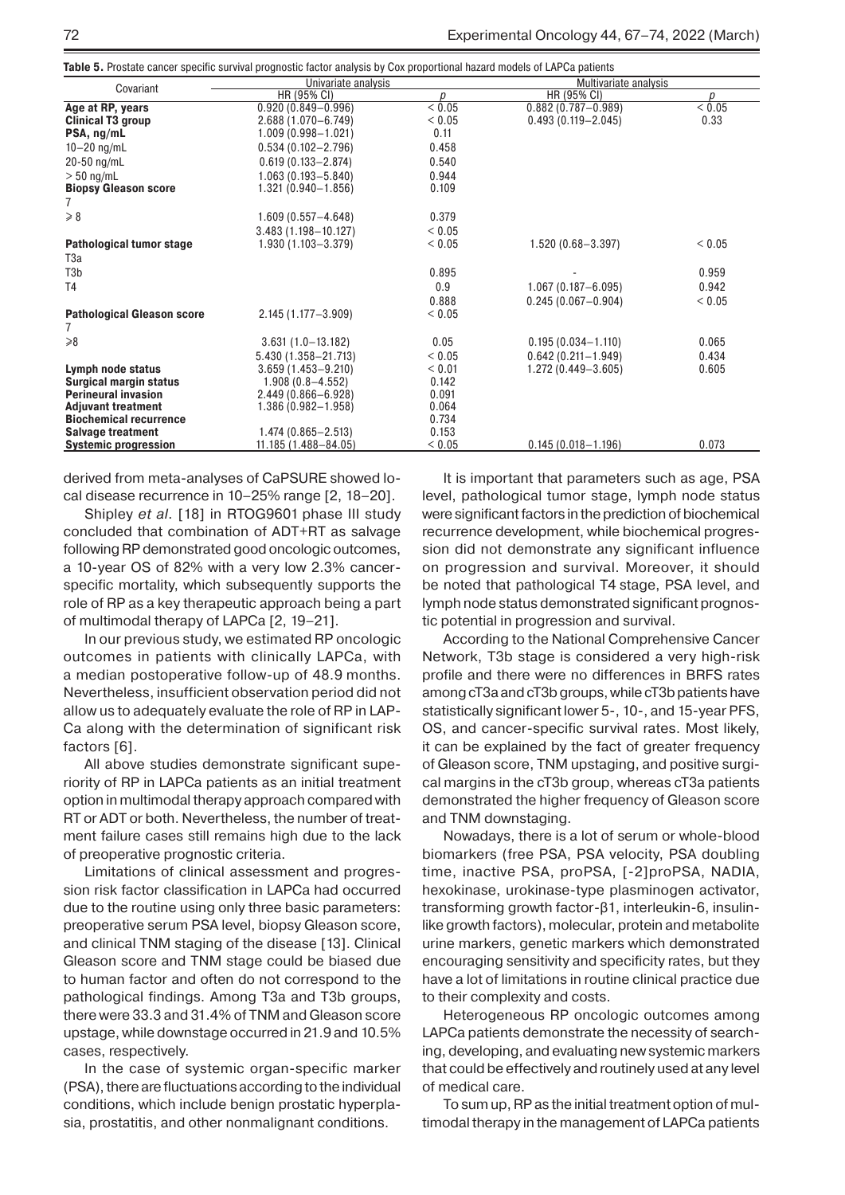**Table 5.** Prostate cancer specific survival prognostic factor analysis by Cox proportional hazard models of LAPCa patients

| Covariant | Univariate analysis | | Multivariate analysis | |
|---|---|---|---|---|
| | HR (95% CI) | p | HR (95% CI) | p |
| **Age at RP, years** | 0.920 (0.849–0.996) | < 0.05 | 0.882 (0.787–0.989) | < 0.05 |
| **Clinical T3 group** | 2.688 (1.070–6.749) | < 0.05 | 0.493 (0.119–2.045) | 0.33 |
| **PSA, ng/mL** | 1.009 (0.998–1.021) | 0.11 | | |
| 10–20 ng/mL | 0.534 (0.102–2.796) | 0.458 | | |
| 20-50 ng/mL | 0.619 (0.133–2.874) | 0.540 | | |
| > 50 ng/mL | 1.063 (0.193–5.840) | 0.944 | | |
| **Biopsy Gleason score** | 1.321 (0.940–1.856) | 0.109 | | |
| 7 | | | | |
| ⩾ 8 | 1.609 (0.557–4.648) | 0.379 | | |
| | 3.483 (1.198–10.127) | < 0.05 | | |
| **Pathological tumor stage** | 1.930 (1.103–3.379) | < 0.05 | 1.520 (0.68–3.397) | < 0.05 |
| T3a | | | | |
| T3b | | 0.895 | - | 0.959 |
| T4 | | 0.9 | 1.067 (0.187–6.095) | 0.942 |
| | | 0.888 | 0.245 (0.067–0.904) | < 0.05 |
| **Pathological Gleason score** | 2.145 (1.177–3.909) | < 0.05 | | |
| 7 | | | | |
| ⩾8 | 3.631 (1.0–13.182) | 0.05 | 0.195 (0.034–1.110) | 0.065 |
| | 5.430 (1.358–21.713) | < 0.05 | 0.642 (0.211–1.949) | 0.434 |
| **Lymph node status** | 3.659 (1.453–9.210) | < 0.01 | 1.272 (0.449–3.605) | 0.605 |
| **Surgical margin status** | 1.908 (0.8–4.552) | 0.142 | | |
| **Perineural invasion** | 2.449 (0.866–6.928) | 0.091 | | |
| **Adjuvant treatment** | 1.386 (0.982–1.958) | 0.064 | | |
| **Biochemical recurrence** | | 0.734 | | |
| **Salvage treatment** | 1.474 (0.865–2.513) | 0.153 | | |
| **Systemic progression** | 11.185 (1.488–84.05) | < 0.05 | 0.145 (0.018–1.196) | 0.073 |

derived from meta-analyses of CaPSURE showed local disease recurrence in 10–25% range [2, 18–20].

Shipley *et al*. [18] in RTOG9601 phase III study concluded that combination of ADT+RT as salvage following RP demonstrated good oncologic outcomes, a 10-year OS of 82% with a very low 2.3% cancer-specific mortality, which subsequently supports the role of RP as a key therapeutic approach being a part of multimodal therapy of LAPCa [2, 19–21].

In our previous study, we estimated RP oncologic outcomes in patients with clinically LAPCa, with a median postoperative follow-up of 48.9 months. Nevertheless, insufficient observation period did not allow us to adequately evaluate the role of RP in LAPCa along with the determination of significant risk factors [6].

All above studies demonstrate significant superiority of RP in LAPCa patients as an initial treatment option in multimodal therapy approach compared with RT or ADT or both. Nevertheless, the number of treatment failure cases still remains high due to the lack of preoperative prognostic criteria.

Limitations of clinical assessment and progression risk factor classification in LAPCa had occurred due to the routine using only three basic parameters: preoperative serum PSA level, biopsy Gleason score, and clinical TNM staging of the disease [13]. Clinical Gleason score and TNM stage could be biased due to human factor and often do not correspond to the pathological findings. Among T3a and T3b groups, there were 33.3 and 31.4% of TNM and Gleason score upstage, while downstage occurred in 21.9 and 10.5% cases, respectively.

In the case of systemic organ-specific marker (PSA), there are fluctuations according to the individual conditions, which include benign prostatic hyperplasia, prostatitis, and other nonmalignant conditions.

It is important that parameters such as age, PSA level, pathological tumor stage, lymph node status were significant factors in the prediction of biochemical recurrence development, while biochemical progression did not demonstrate any significant influence on progression and survival. Moreover, it should be noted that pathological T4 stage, PSA level, and lymph node status demonstrated significant prognostic potential in progression and survival.

According to the National Comprehensive Cancer Network, T3b stage is considered a very high-risk profile and there were no differences in BRFS rates among cT3a and cT3b groups, while cT3b patients have statistically significant lower 5-, 10-, and 15-year PFS, OS, and cancer-specific survival rates. Most likely, it can be explained by the fact of greater frequency of Gleason score, TNM upstaging, and positive surgical margins in the cT3b group, whereas cT3a patients demonstrated the higher frequency of Gleason score and TNM downstaging.

Nowadays, there is a lot of serum or whole-blood biomarkers (free PSA, PSA velocity, PSA doubling time, inactive PSA, proPSA, [-2]proPSA, NADIA, hexokinase, urokinase-type plasminogen activator, transforming growth factor-β1, interleukin-6, insulin-like growth factors), molecular, protein and metabolite urine markers, genetic markers which demonstrated encouraging sensitivity and specificity rates, but they have a lot of limitations in routine clinical practice due to their complexity and costs.

Heterogeneous RP oncologic outcomes among LAPCa patients demonstrate the necessity of searching, developing, and evaluating new systemic markers that could be effectively and routinely used at any level of medical care.

To sum up, RP as the initial treatment option of multimodal therapy in the management of LAPCa patients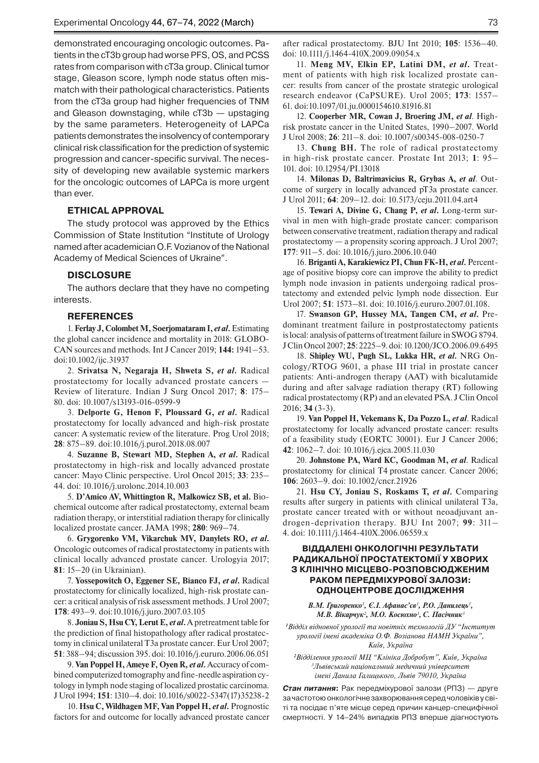demonstrated encouraging oncologic outcomes. Patients in the cT3b group had worse PFS, OS, and PCSS rates from comparison with cT3a group. Clinical tumor stage, Gleason score, lymph node status often mismatch with their pathological characteristics. Patients from the cT3a group had higher frequencies of TNM and Gleason downstaging, while cT3b — upstaging by the same parameters. Heterogeneity of LAPCa patients demonstrates the insolvency of contemporary clinical risk classification for the prediction of systemic progression and cancer-specific survival. The necessity of developing new available systemic markers for the oncologic outcomes of LAPCa is more urgent than ever.

## ETHICAL APPROVAL

The study protocol was approved by the Ethics Commission of State Institution "Institute of Urology named after academician O.F. Vozianov of the National Academy of Medical Sciences of Ukraine".

## DISCLOSURE

The authors declare that they have no competing interests.

## REFERENCES

1. **Ferlay J, Colombet M, Soerjomataram I, *et al*.** Estimating the global cancer incidence and mortality in 2018: GLOBOCAN sources and methods. Int J Cancer 2019; **144:** 1941–53. doi:10.1002/ijc.31937

2. **Srivatsa N, Negaraja H, Shweta S, *et al*.** Radical prostatectomy for locally advanced prostate cancers — Review of literature. Indian J Surg Oncol 2017; **8**: 175–80. doi: 10.1007/s13193-016-0599-9

3. **Delporte G, Henon F, Ploussard G, *et al*.** Radical prostatectomy for locally advanced and high-risk prostate cancer: A systematic review of the literature. Prog Urol 2018; **28**: 875–89. doi:10.1016/j.purol.2018.08.007

4. **Suzanne B, Stewart MD, Stephen A, *et al*.** Radical prostatectomy in high-risk and locally advanced prostate cancer: Mayo Clinic perspective. Urol Oncol 2015; **33**: 235–44. doi: 10.1016/j.urolonc.2014.10.003

5. **D'Amico AV, Whittington R, Malkowicz SB, et al.** Biochemical outcome after radical prostatectomy, external beam radiation therapy, or interstitial radiation therapy for clinically localized prostate cancer. JAMA 1998; **280**: 969–74.

6. **Grygorenko VM, Vikarchuk MV, Danylets RO, *et al*.** Oncologic outcomes of radical prostatectomy in patients with clinical locally advanced prostate cancer. Urologyia 2017; **81**: 15–20 (in Ukrainian).

7. **Yossepowitch O, Eggener SE, Bianco FJ, *et al*.** Radical prostatectomy for clinically localized, high-risk prostate cancer: a critical analysis of risk assessment methods. J Urol 2007; **178**: 493–9. doi:10.1016/j.juro.2007.03.105

8. **Joniau S, Hsu CY, Lerut E, *et al*.** A pretreatment table for the prediction of final histopathology after radical prostatectomy in clinical unilateral T3a prostate cancer. Eur Urol 2007; **51**: 388–94; discussion 395. doi: 10.1016/j.eururo.2006.06.051

9. **Van Poppel H, Ameye F, Oyen R, *et al*.** Accuracy of combined computerized tomography and fine-needle aspiration cytology in lymph node staging of localized prostatic carcinoma. J Urol 1994; **151**: 1310–4. doi: 10.1016/s0022-5347(17)35238-2

10. **Hsu C, Wildhagen MF, Van Poppel H, *et al*.** Prognostic factors for and outcome for locally advanced prostate cancer after radical prostatectomy. BJU Int 2010; **105**: 1536–40. doi: 10.1111/j.1464-410X.2009.09054.x

11. **Meng MV, Elkin EP, Latini DM, *et al*.** Treatment of patients with high risk localized prostate cancer: results from cancer of the prostate strategic urological research endeavor (CaPSURE). Urol 2005; **173**: 1557–61. doi:10.1097/01.ju.0000154610.81916.81

12. **Cooperber MR, Cowan J, Broering JM, *et al*.** High-risk prostate cancer in the United States, 1990–2007. World J Urol 2008; **26**: 211–8. doi: 10.1007/s00345-008-0250-7

13. **Chung BH.** The role of radical prostatectomy in high-risk prostate cancer. Prostate Int 2013; **1**: 95–101. doi: 10.12954/PI.13018

14. **Milonas D, Baltrimavicius R, Grybas A, *et al*.** Outcome of surgery in locally advanced pT3a prostate cancer. J Urol 2011; **64**: 209–12. doi: 10.5173/ceju.2011.04.art4

15. **Tewari A, Divine G, Chang P, *et al*.** Long-term survival in men with high-grade prostate cancer: comparison between conservative treatment, radiation therapy and radical prostatectomy — a propensity scoring approach. J Urol 2007; **177**: 911–5. doi: 10.1016/j.juro.2006.10.040

16. **Briganti A, Karakiewicz PI, Chun FK-H, *et al*.** Percentage of positive biopsy core can improve the ability to predict lymph node invasion in patients undergoing radical prostatectomy and extended pelvic lymph node dissection. Eur Urol 2007; **51**: 1573–81. doi: 10.1016/j.eururo.2007.01.108.

17. **Swanson GP, Hussey MA, Tangen CM, *et al*.** Predominant treatment failure in postprostatectomy patients is local: analysis of patterns of treatment failure in SWOG 8794. J Clin Oncol 2007; **25**: 2225–9. doi: 10.1200/JCO.2006.09.6495

18. **Shipley WU, Pugh SL, Lukka HR, *et al*.** NRG Oncology/RTOG 9601, a phase III trial in prostate cancer patients: Anti-androgen therapy (AAT) with bicalutamide during and after salvage radiation therapy (RT) following radical prostatectomy (RP) and an elevated PSA. J Clin Oncol 2016; **34** (3-3).

19. **Van Poppel H, Vekemans K, Da Pozzo L, *et al*.** Radical prostatectomy for locally advanced prostate cancer: results of a feasibility study (EORTC 30001). Eur J Cancer 2006; **42**: 1062–7. doi: 10.1016/j.ejca.2005.11.030

20. **Johnstone PA, Ward KC, Goodman M, *et al*.** Radical prostatectomy for clinical T4 prostate cancer. Cancer 2006; **106**: 2603–9. doi: 10.1002/cncr.21926

21. **Hsu CY, Joniau S, Roskams T, *et al*.** Comparing results after surgery in patients with clinical unilateral T3a, prostate cancer treated with or without neoadjuvant androgen-deprivation therapy. BJU Int 2007; **99**: 311–4. doi: 10.1111/j.1464-410X.2006.06559.x

## ВІДДАЛЕНІ ОНКОЛОГІЧНІ РЕЗУЛЬТАТИ РАДИКАЛЬНОЇ ПРОСТАТЕКТОМІЇ У ХВОРИХ З КЛІНІЧНО МІСЦЕВО-РОЗПОВСЮДЖЕНИМ РАКОМ ПЕРЕДМІХУРОВОЇ ЗАЛОЗИ: ОДНОЦЕНТРОВЕ ДОСЛІДЖЕННЯ

*В.М. Григоренко[1], Є.І. Афанас'єв[1], Р.О. Данилець[1], М.В. Вікарчук[2], М.О. Косюхно[1], С. Пасічник[3]*

*[1]Відділ відновної урології та новітніх технологій ДУ "Інститут урології імені академіка О.Ф. Возіанова НАМН України", Київ, Україна*

*[2]Відділення урології МЦ "Клініка Добробут", Київ, Україна*
*[3]Львівський національний медичний університет імені Данила Галицького, Львів 79010, Україна*

***Стан питання***: Рак передміхурової залози (РПЗ) — друге за частотою онкологічне захворювання серед чоловіків у світі та посідає п'яте місце серед причин канцер-специфічної смертності. У 14–24% випадків РПЗ вперше діагностують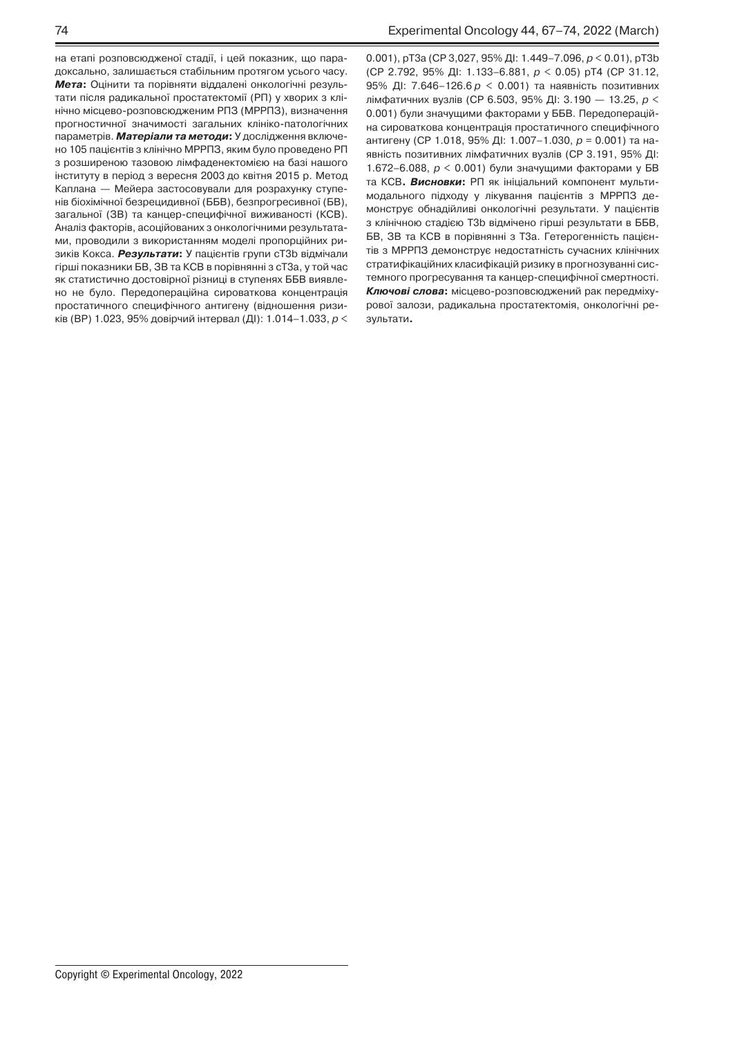на етапі розповсюдженої стадії, і цей показник, що парадоксально, залишається стабільним протягом усього часу. ***Мета*:** Оцінити та порівняти віддалені онкологічні результати після радикальної простатектомії (РП) у хворих з клінічно місцево-розповсюдженим РПЗ (МРРПЗ), визначення прогностичної значимості загальних клініко-патологічних параметрів. ***Матеріали та методи*:** У дослідження включено 105 пацієнтів з клінічно МРРПЗ, яким було проведено РП з розширеною тазовою лімфаденектомією на базі нашого інституту в період з вересня 2003 до квітня 2015 р. Метод Каплана — Мейера застосовували для розрахунку ступенів біохімічної безрецидивної (ББВ), безпрогресивної (БВ), загальної (ЗВ) та канцер-специфічної виживаності (КСВ). Аналіз факторів, асоційованих з онкологічними результатами, проводили з використанням моделі пропорційних ризиків Кокса. ***Результати*:** У пацієнтів групи cT3b відмічали гірші показники БВ, ЗВ та КСВ в порівнянні з cT3a, у той час як статистично достовірної різниці в ступенях ББВ виявлено не було. Передопераційна сироваткова концентрація простатичного специфічного антигену (відношення ризиків (ВР) 1.023, 95% довірчий інтервал (ДІ): 1.014–1.033, $p <$ 0.001), pT3a (СР 3,027, 95% ДІ: 1.449–7.096, $p < 0.01$), pT3b (СР 2.792, 95% ДІ: 1.133–6.881, $p < 0.05$) pT4 (СР 31.12, 95% ДІ: 7.646–126.6 $p < 0.001$) та наявність позитивних лімфатичних вузлів (СР 6.503, 95% ДІ: 3.190 — 13.25, $p <$ 0.001) були значущими факторами у ББВ. Передопераційна сироваткова концентрація простатичного специфічного антигену (СР 1.018, 95% ДІ: 1.007–1.030, $p = 0.001$) та наявність позитивних лімфатичних вузлів (СР 3.191, 95% ДІ: 1.672–6.088, $p < 0.001$) були значущими факторами у БВ та КСВ. ***Висновки*:** РП як ініціальний компонент мультимодального підходу у лікування пацієнтів з МРРПЗ демонструє обнадійливі онкологічні результати. У пацієнтів з клінічною стадією T3b відмічено гірші результати в ББВ, БВ, ЗВ та КСВ в порівнянні з T3a. Гетерогенність пацієнтів з МРРПЗ демонструє недостатність сучасних клінічних стратифікаційних класифікацій ризику в прогнозуванні системного прогресування та канцер-специфічної смертності. ***Ключові слова*:** місцево-розповсюджений рак передміхурової залози, радикальна простатектомія, онкологічні результати.

Copyright © Experimental Oncology, 2022